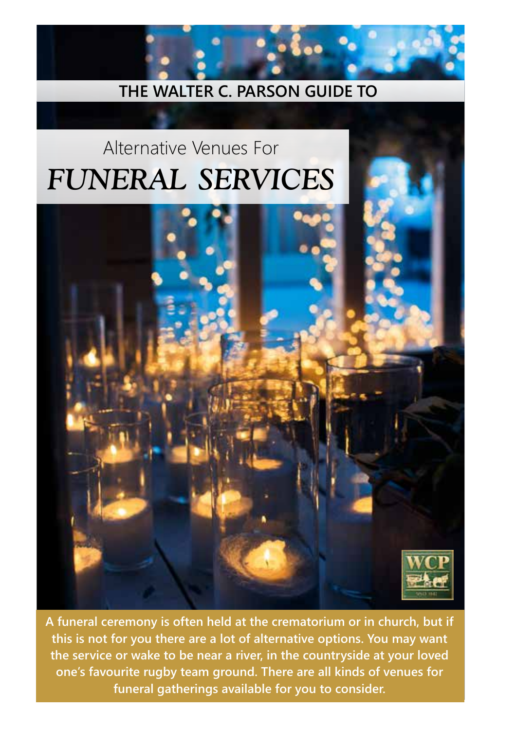**THE WALTER C. PARSON GUIDE TO**

# Alternative Venues For *FUNERAL SERVICES*

**A funeral ceremony is often held at the crematorium or in church, but if this is not for you there are a lot of alternative options. You may want the service or wake to be near a river, in the countryside at your loved one's favourite rugby team ground. There are all kinds of venues for funeral gatherings available for you to consider.**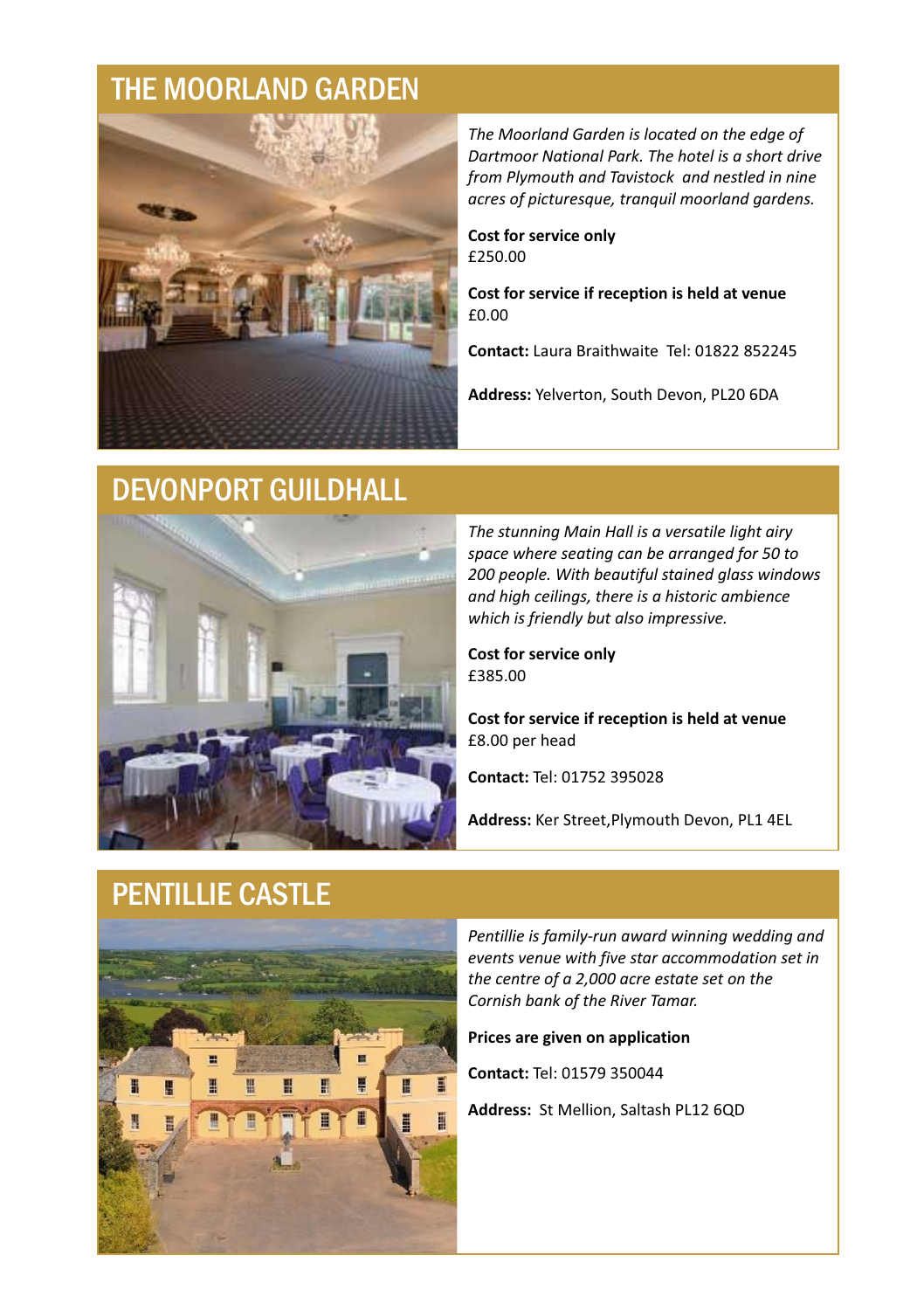## THE MOORLAND GARDEN

*The Moorland Garden is located on the edge of Dartmoor National Park. The hotel is a short drive from Plymouth and Tavistock and nestled in nine acres of picturesque, tranquil moorland gardens.*

**Cost for service only**
£250.00

**Cost for service if reception is held at venue**
£0.00

**Contact:** Laura Braithwaite Tel: 01822 852245

**Address:** Yelverton, South Devon, PL20 6DA

## DEVONPORT GUILDHALL

*The stunning Main Hall is a versatile light airy space where seating can be arranged for 50 to 200 people. With beautiful stained glass windows and high ceilings, there is a historic ambience which is friendly but also impressive.*

**Cost for service only**
£385.00

**Cost for service if reception is held at venue**
£8.00 per head

**Contact:** Tel: 01752 395028

**Address:** Ker Street,Plymouth Devon, PL1 4EL

## PENTILLIE CASTLE

*Pentillie is family-run award winning wedding and events venue with five star accommodation set in the centre of a 2,000 acre estate set on the Cornish bank of the River Tamar.*

**Prices are given on application**

**Contact:** Tel: 01579 350044

**Address:** St Mellion, Saltash PL12 6QD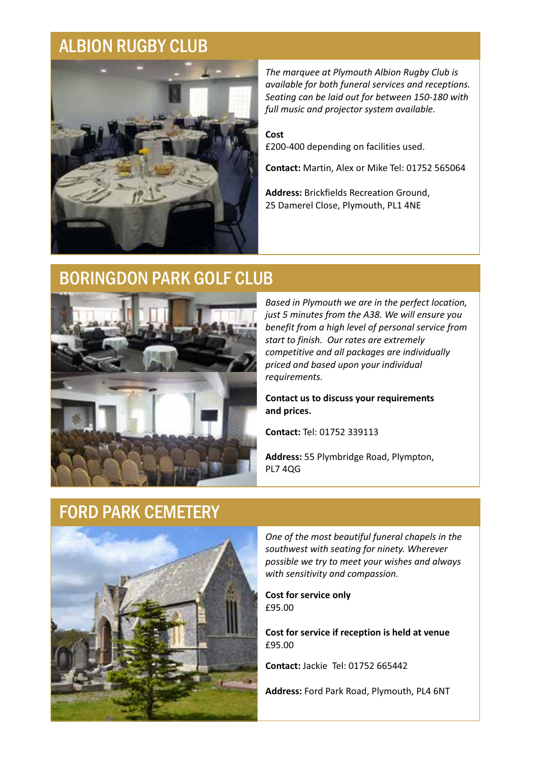## ALBION RUGBY CLUB

*The marquee at Plymouth Albion Rugby Club is available for both funeral services and receptions. Seating can be laid out for between 150-180 with full music and projector system available.*

**Cost**
£200-400 depending on facilities used.

**Contact:** Martin, Alex or Mike Tel: 01752 565064

**Address:** Brickfields Recreation Ground, 25 Damerel Close, Plymouth, PL1 4NE

## BORINGDON PARK GOLF CLUB

*Based in Plymouth we are in the perfect location, just 5 minutes from the A38. We will ensure you benefit from a high level of personal service from start to finish. Our rates are extremely competitive and all packages are individually priced and based upon your individual requirements.*

**Contact us to discuss your requirements and prices.**

**Contact:** Tel: 01752 339113

**Address:** 55 Plymbridge Road, Plympton, PL7 4QG

## FORD PARK CEMETERY

*One of the most beautiful funeral chapels in the southwest with seating for ninety. Wherever possible we try to meet your wishes and always with sensitivity and compassion.*

**Cost for service only**
£95.00

**Cost for service if reception is held at venue**
£95.00

**Contact:** Jackie Tel: 01752 665442

**Address:** Ford Park Road, Plymouth, PL4 6NT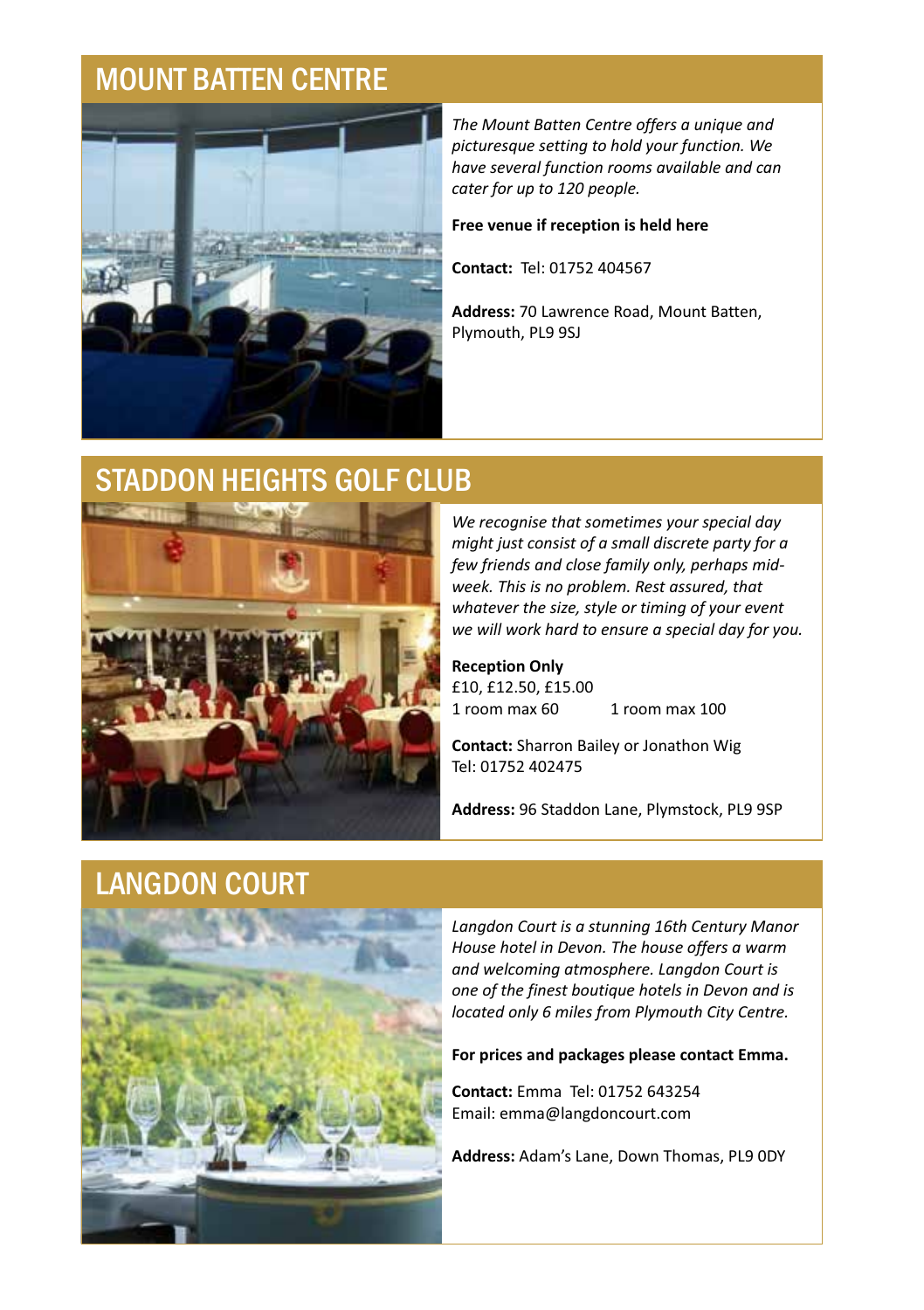## MOUNT BATTEN CENTRE

*The Mount Batten Centre offers a unique and picturesque setting to hold your function. We have several function rooms available and can cater for up to 120 people.*

**Free venue if reception is held here**

**Contact:** Tel: 01752 404567

**Address:** 70 Lawrence Road, Mount Batten, Plymouth, PL9 9SJ

## STADDON HEIGHTS GOLF CLUB

*We recognise that sometimes your special day might just consist of a small discrete party for a few friends and close family only, perhaps mid-week. This is no problem. Rest assured, that whatever the size, style or timing of your event we will work hard to ensure a special day for you.*

**Reception Only**
£10, £12.50, £15.00
1 room max 60 &nbsp;&nbsp;&nbsp;&nbsp; 1 room max 100

**Contact:** Sharron Bailey or Jonathon Wig
Tel: 01752 402475

**Address:** 96 Staddon Lane, Plymstock, PL9 9SP

## LANGDON COURT

*Langdon Court is a stunning 16th Century Manor House hotel in Devon. The house offers a warm and welcoming atmosphere. Langdon Court is one of the finest boutique hotels in Devon and is located only 6 miles from Plymouth City Centre.*

**For prices and packages please contact Emma.**

**Contact:** Emma Tel: 01752 643254
Email: emma@langdoncourt.com

**Address:** Adam's Lane, Down Thomas, PL9 0DY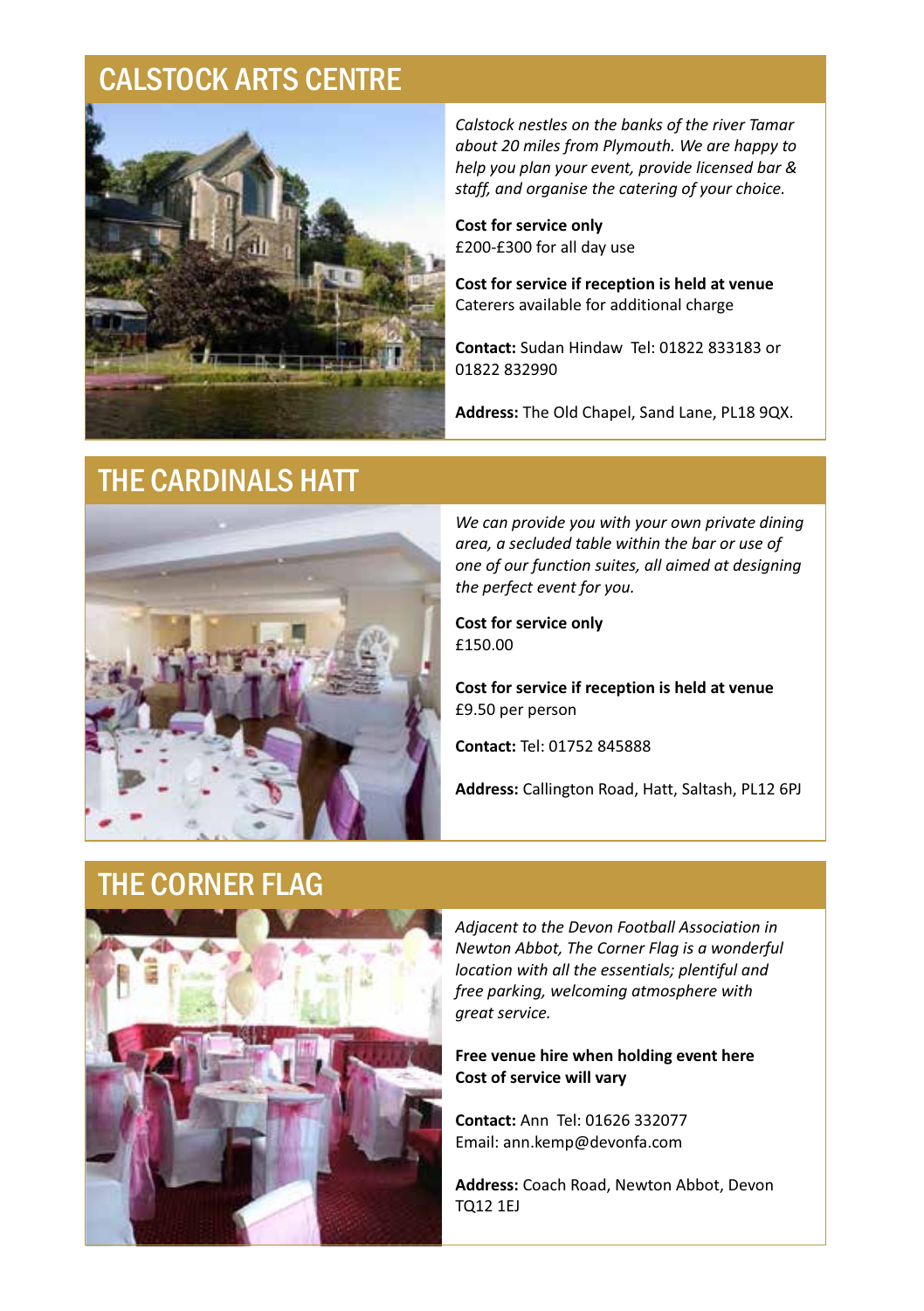## CALSTOCK ARTS CENTRE

*Calstock nestles on the banks of the river Tamar about 20 miles from Plymouth. We are happy to help you plan your event, provide licensed bar & staff, and organise the catering of your choice.*

**Cost for service only**
£200-£300 for all day use

**Cost for service if reception is held at venue**
Caterers available for additional charge

**Contact:** Sudan Hindaw Tel: 01822 833183 or 01822 832990

**Address:** The Old Chapel, Sand Lane, PL18 9QX.

## THE CARDINALS HATT

*We can provide you with your own private dining area, a secluded table within the bar or use of one of our function suites, all aimed at designing the perfect event for you.*

**Cost for service only**
£150.00

**Cost for service if reception is held at venue**
£9.50 per person

**Contact:** Tel: 01752 845888

**Address:** Callington Road, Hatt, Saltash, PL12 6PJ

## THE CORNER FLAG

*Adjacent to the Devon Football Association in Newton Abbot, The Corner Flag is a wonderful location with all the essentials; plentiful and free parking, welcoming atmosphere with great service.*

**Free venue hire when holding event here**
**Cost of service will vary**

**Contact:** Ann Tel: 01626 332077
Email: ann.kemp@devonfa.com

**Address:** Coach Road, Newton Abbot, Devon TQ12 1EJ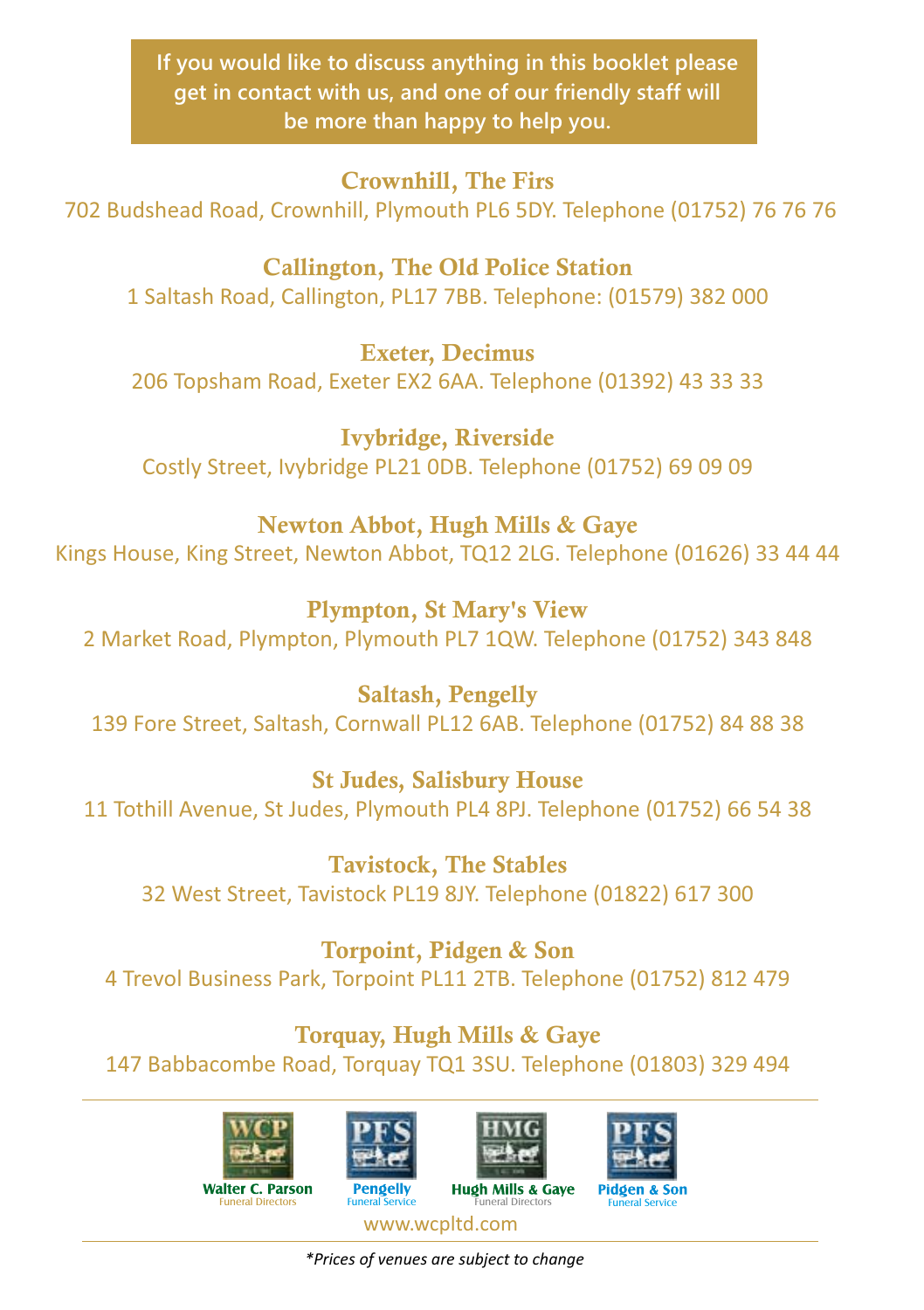**If you would like to discuss anything in this booklet please get in contact with us, and one of our friendly staff will be more than happy to help you.**

### Crownhill, The Firs
702 Budshead Road, Crownhill, Plymouth PL6 5DY. Telephone (01752) 76 76 76

### Callington, The Old Police Station
1 Saltash Road, Callington, PL17 7BB. Telephone: (01579) 382 000

### Exeter, Decimus
206 Topsham Road, Exeter EX2 6AA. Telephone (01392) 43 33 33

### Ivybridge, Riverside
Costly Street, Ivybridge PL21 0DB. Telephone (01752) 69 09 09

### Newton Abbot, Hugh Mills & Gaye
Kings House, King Street, Newton Abbot, TQ12 2LG. Telephone (01626) 33 44 44

### Plympton, St Mary's View
2 Market Road, Plympton, Plymouth PL7 1QW. Telephone (01752) 343 848

### Saltash, Pengelly
139 Fore Street, Saltash, Cornwall PL12 6AB. Telephone (01752) 84 88 38

### St Judes, Salisbury House
11 Tothill Avenue, St Judes, Plymouth PL4 8PJ. Telephone (01752) 66 54 38

### Tavistock, The Stables
32 West Street, Tavistock PL19 8JY. Telephone (01822) 617 300

### Torpoint, Pidgen & Son
4 Trevol Business Park, Torpoint PL11 2TB. Telephone (01752) 812 479

### Torquay, Hugh Mills & Gaye
147 Babbacombe Road, Torquay TQ1 3SU. Telephone (01803) 329 494

---

**Walter C. Parson** Funeral Directors
**Pengelly** Funeral Service
**Hugh Mills & Gaye** Funeral Directors
**Pidgen & Son** Funeral Service

www.wcpltd.com

---

*\*Prices of venues are subject to change*